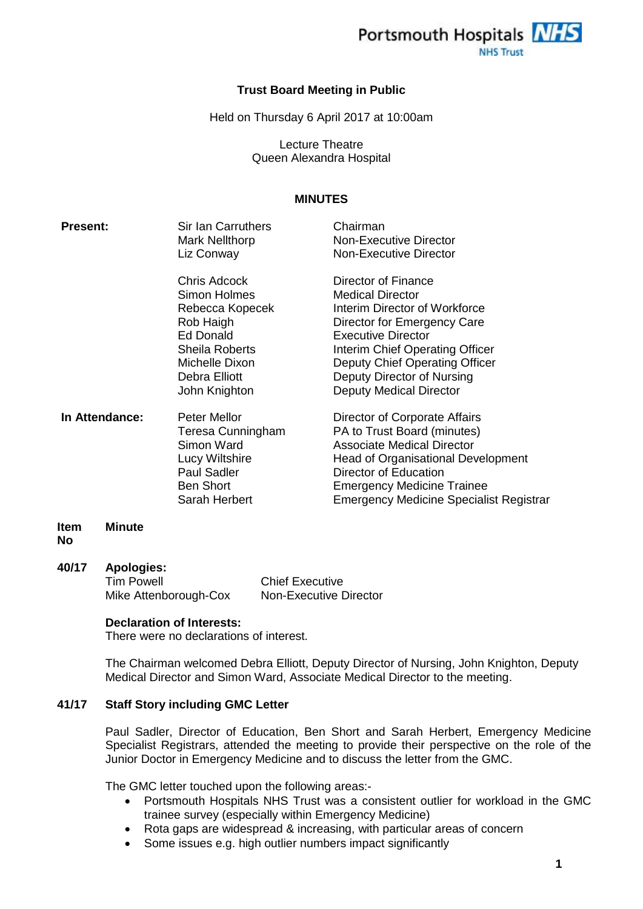Portsmouth Hospitals NHS Trust

**Trust Board Meeting in Public**

Held on Thursday 6 April 2017 at 10:00am

Lecture Theatre
Queen Alexandra Hospital

**MINUTES**

| | | |
|---|---|---|
| **Present:** | Sir Ian Carruthers | Chairman |
| | Mark Nellthorp | Non-Executive Director |
| | Liz Conway | Non-Executive Director |
| | Chris Adcock | Director of Finance |
| | Simon Holmes | Medical Director |
| | Rebecca Kopecek | Interim Director of Workforce |
| | Rob Haigh | Director for Emergency Care |
| | Ed Donald | Executive Director |
| | Sheila Roberts | Interim Chief Operating Officer |
| | Michelle Dixon | Deputy Chief Operating Officer |
| | Debra Elliott | Deputy Director of Nursing |
| | John Knighton | Deputy Medical Director |
| **In Attendance:** | Peter Mellor | Director of Corporate Affairs |
| | Teresa Cunningham | PA to Trust Board (minutes) |
| | Simon Ward | Associate Medical Director |
| | Lucy Wiltshire | Head of Organisational Development |
| | Paul Sadler | Director of Education |
| | Ben Short | Emergency Medicine Trainee |
| | Sarah Herbert | Emergency Medicine Specialist Registrar |

| Item No | Minute |
|---|---|

**40/17 Apologies:**

| | |
|---|---|
| Tim Powell | Chief Executive |
| Mike Attenborough-Cox | Non-Executive Director |

**Declaration of Interests:**
There were no declarations of interest.

The Chairman welcomed Debra Elliott, Deputy Director of Nursing, John Knighton, Deputy Medical Director and Simon Ward, Associate Medical Director to the meeting.

**41/17 Staff Story including GMC Letter**

Paul Sadler, Director of Education, Ben Short and Sarah Herbert, Emergency Medicine Specialist Registrars, attended the meeting to provide their perspective on the role of the Junior Doctor in Emergency Medicine and to discuss the letter from the GMC.

The GMC letter touched upon the following areas:-

- Portsmouth Hospitals NHS Trust was a consistent outlier for workload in the GMC trainee survey (especially within Emergency Medicine)
- Rota gaps are widespread & increasing, with particular areas of concern
- Some issues e.g. high outlier numbers impact significantly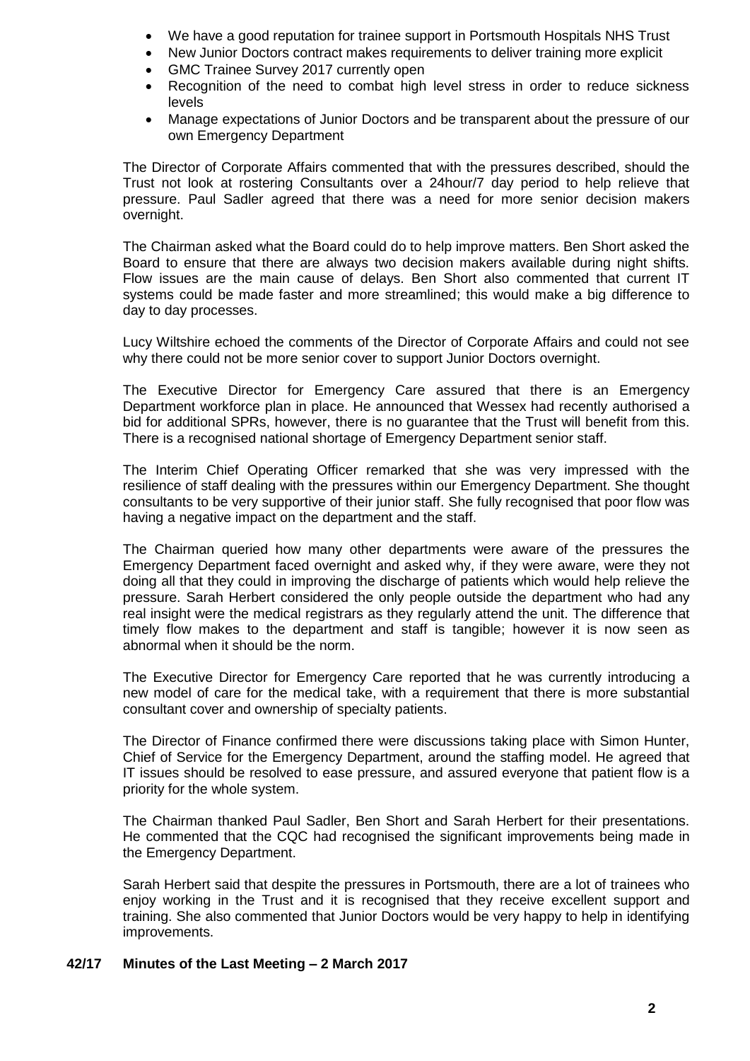- We have a good reputation for trainee support in Portsmouth Hospitals NHS Trust
- New Junior Doctors contract makes requirements to deliver training more explicit
- GMC Trainee Survey 2017 currently open
- Recognition of the need to combat high level stress in order to reduce sickness levels
- Manage expectations of Junior Doctors and be transparent about the pressure of our own Emergency Department

The Director of Corporate Affairs commented that with the pressures described, should the Trust not look at rostering Consultants over a 24hour/7 day period to help relieve that pressure. Paul Sadler agreed that there was a need for more senior decision makers overnight.

The Chairman asked what the Board could do to help improve matters. Ben Short asked the Board to ensure that there are always two decision makers available during night shifts. Flow issues are the main cause of delays. Ben Short also commented that current IT systems could be made faster and more streamlined; this would make a big difference to day to day processes.

Lucy Wiltshire echoed the comments of the Director of Corporate Affairs and could not see why there could not be more senior cover to support Junior Doctors overnight.

The Executive Director for Emergency Care assured that there is an Emergency Department workforce plan in place. He announced that Wessex had recently authorised a bid for additional SPRs, however, there is no guarantee that the Trust will benefit from this. There is a recognised national shortage of Emergency Department senior staff.

The Interim Chief Operating Officer remarked that she was very impressed with the resilience of staff dealing with the pressures within our Emergency Department. She thought consultants to be very supportive of their junior staff. She fully recognised that poor flow was having a negative impact on the department and the staff.

The Chairman queried how many other departments were aware of the pressures the Emergency Department faced overnight and asked why, if they were aware, were they not doing all that they could in improving the discharge of patients which would help relieve the pressure. Sarah Herbert considered the only people outside the department who had any real insight were the medical registrars as they regularly attend the unit. The difference that timely flow makes to the department and staff is tangible; however it is now seen as abnormal when it should be the norm.

The Executive Director for Emergency Care reported that he was currently introducing a new model of care for the medical take, with a requirement that there is more substantial consultant cover and ownership of specialty patients.

The Director of Finance confirmed there were discussions taking place with Simon Hunter, Chief of Service for the Emergency Department, around the staffing model. He agreed that IT issues should be resolved to ease pressure, and assured everyone that patient flow is a priority for the whole system.

The Chairman thanked Paul Sadler, Ben Short and Sarah Herbert for their presentations. He commented that the CQC had recognised the significant improvements being made in the Emergency Department.

Sarah Herbert said that despite the pressures in Portsmouth, there are a lot of trainees who enjoy working in the Trust and it is recognised that they receive excellent support and training. She also commented that Junior Doctors would be very happy to help in identifying improvements.

**42/17 Minutes of the Last Meeting – 2 March 2017**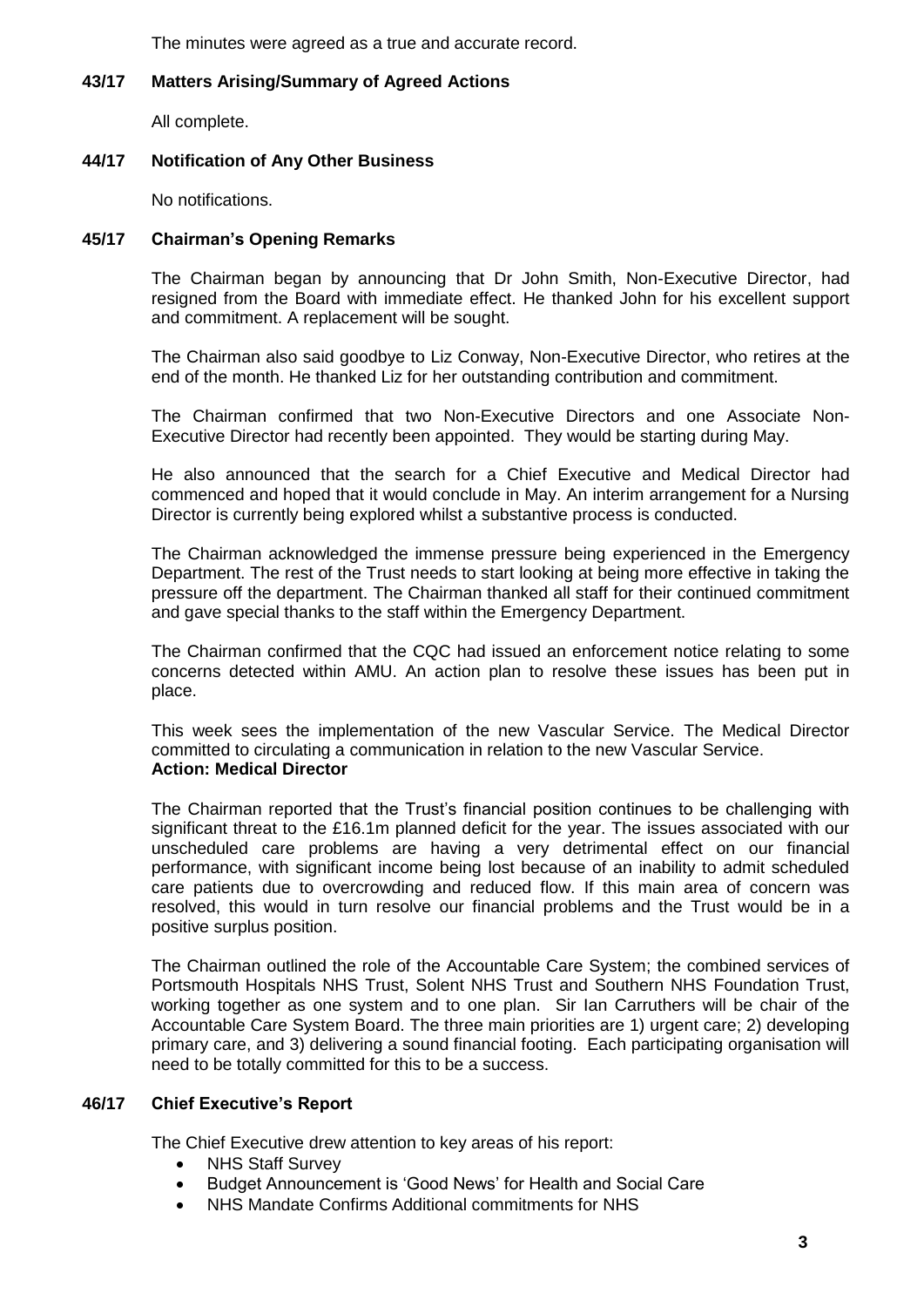The minutes were agreed as a true and accurate record.

### 43/17 Matters Arising/Summary of Agreed Actions

All complete.

### 44/17 Notification of Any Other Business

No notifications.

### 45/17 Chairman's Opening Remarks

The Chairman began by announcing that Dr John Smith, Non-Executive Director, had resigned from the Board with immediate effect. He thanked John for his excellent support and commitment. A replacement will be sought.

The Chairman also said goodbye to Liz Conway, Non-Executive Director, who retires at the end of the month. He thanked Liz for her outstanding contribution and commitment.

The Chairman confirmed that two Non-Executive Directors and one Associate Non-Executive Director had recently been appointed. They would be starting during May.

He also announced that the search for a Chief Executive and Medical Director had commenced and hoped that it would conclude in May. An interim arrangement for a Nursing Director is currently being explored whilst a substantive process is conducted.

The Chairman acknowledged the immense pressure being experienced in the Emergency Department. The rest of the Trust needs to start looking at being more effective in taking the pressure off the department. The Chairman thanked all staff for their continued commitment and gave special thanks to the staff within the Emergency Department.

The Chairman confirmed that the CQC had issued an enforcement notice relating to some concerns detected within AMU. An action plan to resolve these issues has been put in place.

This week sees the implementation of the new Vascular Service. The Medical Director committed to circulating a communication in relation to the new Vascular Service.
**Action: Medical Director**

The Chairman reported that the Trust's financial position continues to be challenging with significant threat to the £16.1m planned deficit for the year. The issues associated with our unscheduled care problems are having a very detrimental effect on our financial performance, with significant income being lost because of an inability to admit scheduled care patients due to overcrowding and reduced flow. If this main area of concern was resolved, this would in turn resolve our financial problems and the Trust would be in a positive surplus position.

The Chairman outlined the role of the Accountable Care System; the combined services of Portsmouth Hospitals NHS Trust, Solent NHS Trust and Southern NHS Foundation Trust, working together as one system and to one plan. Sir Ian Carruthers will be chair of the Accountable Care System Board. The three main priorities are 1) urgent care; 2) developing primary care, and 3) delivering a sound financial footing. Each participating organisation will need to be totally committed for this to be a success.

### 46/17 Chief Executive's Report

The Chief Executive drew attention to key areas of his report:

- NHS Staff Survey
- Budget Announcement is 'Good News' for Health and Social Care
- NHS Mandate Confirms Additional commitments for NHS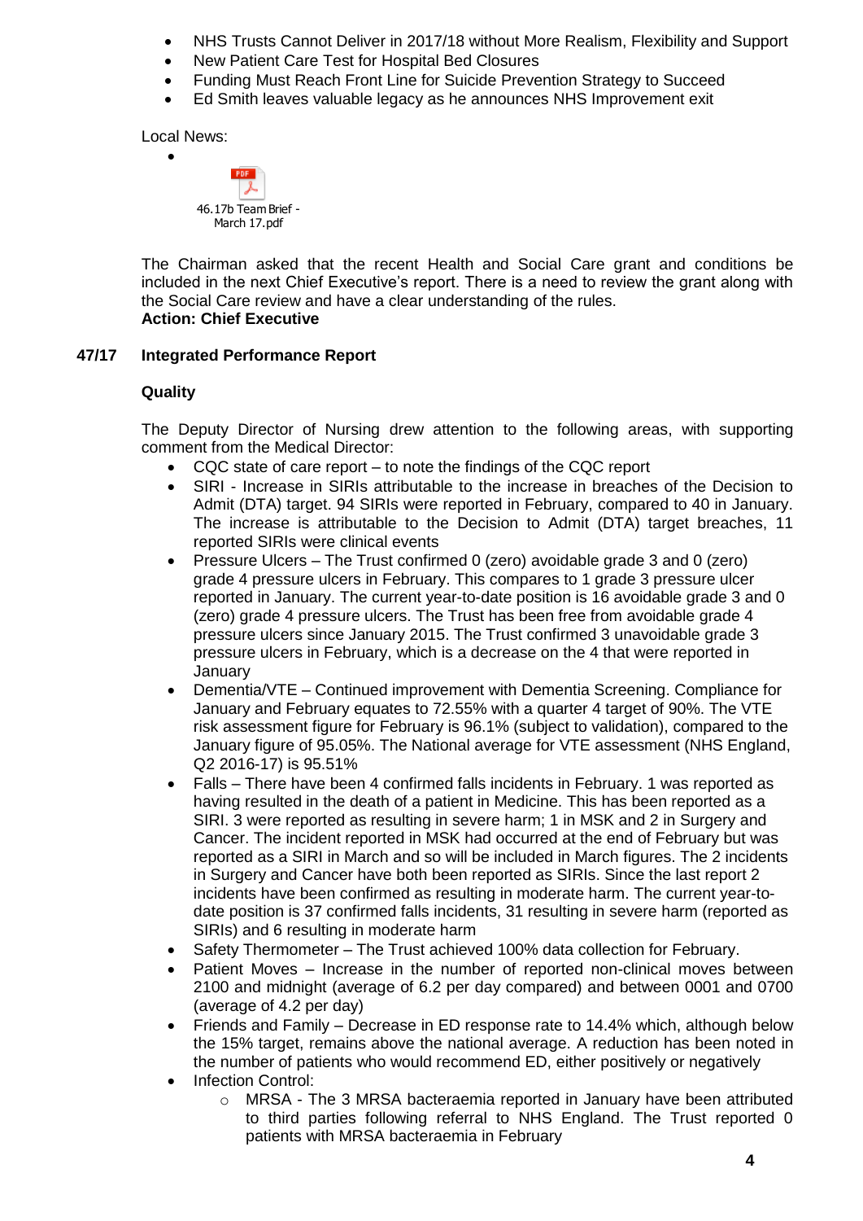- NHS Trusts Cannot Deliver in 2017/18 without More Realism, Flexibility and Support
- New Patient Care Test for Hospital Bed Closures
- Funding Must Reach Front Line for Suicide Prevention Strategy to Succeed
- Ed Smith leaves valuable legacy as he announces NHS Improvement exit

Local News:

- 46.17b Team Brief - March 17.pdf

The Chairman asked that the recent Health and Social Care grant and conditions be included in the next Chief Executive's report. There is a need to review the grant along with the Social Care review and have a clear understanding of the rules.
**Action: Chief Executive**

## 47/17 Integrated Performance Report

### Quality

The Deputy Director of Nursing drew attention to the following areas, with supporting comment from the Medical Director:

- CQC state of care report – to note the findings of the CQC report
- SIRI - Increase in SIRIs attributable to the increase in breaches of the Decision to Admit (DTA) target. 94 SIRIs were reported in February, compared to 40 in January. The increase is attributable to the Decision to Admit (DTA) target breaches, 11 reported SIRIs were clinical events
- Pressure Ulcers – The Trust confirmed 0 (zero) avoidable grade 3 and 0 (zero) grade 4 pressure ulcers in February. This compares to 1 grade 3 pressure ulcer reported in January. The current year-to-date position is 16 avoidable grade 3 and 0 (zero) grade 4 pressure ulcers. The Trust has been free from avoidable grade 4 pressure ulcers since January 2015. The Trust confirmed 3 unavoidable grade 3 pressure ulcers in February, which is a decrease on the 4 that were reported in January
- Dementia/VTE – Continued improvement with Dementia Screening. Compliance for January and February equates to 72.55% with a quarter 4 target of 90%. The VTE risk assessment figure for February is 96.1% (subject to validation), compared to the January figure of 95.05%. The National average for VTE assessment (NHS England, Q2 2016-17) is 95.51%
- Falls – There have been 4 confirmed falls incidents in February. 1 was reported as having resulted in the death of a patient in Medicine. This has been reported as a SIRI. 3 were reported as resulting in severe harm; 1 in MSK and 2 in Surgery and Cancer. The incident reported in MSK had occurred at the end of February but was reported as a SIRI in March and so will be included in March figures. The 2 incidents in Surgery and Cancer have both been reported as SIRIs. Since the last report 2 incidents have been confirmed as resulting in moderate harm. The current year-to-date position is 37 confirmed falls incidents, 31 resulting in severe harm (reported as SIRIs) and 6 resulting in moderate harm
- Safety Thermometer – The Trust achieved 100% data collection for February.
- Patient Moves – Increase in the number of reported non-clinical moves between 2100 and midnight (average of 6.2 per day compared) and between 0001 and 0700 (average of 4.2 per day)
- Friends and Family – Decrease in ED response rate to 14.4% which, although below the 15% target, remains above the national average. A reduction has been noted in the number of patients who would recommend ED, either positively or negatively
- Infection Control:
  - MRSA - The 3 MRSA bacteraemia reported in January have been attributed to third parties following referral to NHS England. The Trust reported 0 patients with MRSA bacteraemia in February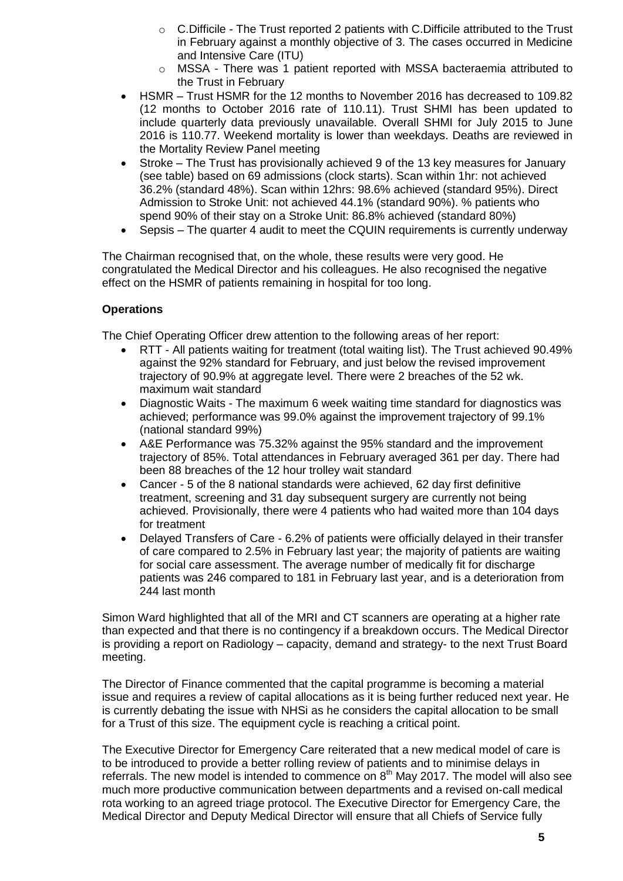- C.Difficile - The Trust reported 2 patients with C.Difficile attributed to the Trust in February against a monthly objective of 3. The cases occurred in Medicine and Intensive Care (ITU)
  - MSSA - There was 1 patient reported with MSSA bacteraemia attributed to the Trust in February
- HSMR – Trust HSMR for the 12 months to November 2016 has decreased to 109.82 (12 months to October 2016 rate of 110.11). Trust SHMI has been updated to include quarterly data previously unavailable. Overall SHMI for July 2015 to June 2016 is 110.77. Weekend mortality is lower than weekdays. Deaths are reviewed in the Mortality Review Panel meeting
- Stroke – The Trust has provisionally achieved 9 of the 13 key measures for January (see table) based on 69 admissions (clock starts). Scan within 1hr: not achieved 36.2% (standard 48%). Scan within 12hrs: 98.6% achieved (standard 95%). Direct Admission to Stroke Unit: not achieved 44.1% (standard 90%). % patients who spend 90% of their stay on a Stroke Unit: 86.8% achieved (standard 80%)
- Sepsis – The quarter 4 audit to meet the CQUIN requirements is currently underway

The Chairman recognised that, on the whole, these results were very good. He congratulated the Medical Director and his colleagues. He also recognised the negative effect on the HSMR of patients remaining in hospital for too long.

**Operations**

The Chief Operating Officer drew attention to the following areas of her report:

- RTT - All patients waiting for treatment (total waiting list). The Trust achieved 90.49% against the 92% standard for February, and just below the revised improvement trajectory of 90.9% at aggregate level. There were 2 breaches of the 52 wk. maximum wait standard
- Diagnostic Waits - The maximum 6 week waiting time standard for diagnostics was achieved; performance was 99.0% against the improvement trajectory of 99.1% (national standard 99%)
- A&E Performance was 75.32% against the 95% standard and the improvement trajectory of 85%. Total attendances in February averaged 361 per day. There had been 88 breaches of the 12 hour trolley wait standard
- Cancer - 5 of the 8 national standards were achieved, 62 day first definitive treatment, screening and 31 day subsequent surgery are currently not being achieved. Provisionally, there were 4 patients who had waited more than 104 days for treatment
- Delayed Transfers of Care - 6.2% of patients were officially delayed in their transfer of care compared to 2.5% in February last year; the majority of patients are waiting for social care assessment. The average number of medically fit for discharge patients was 246 compared to 181 in February last year, and is a deterioration from 244 last month

Simon Ward highlighted that all of the MRI and CT scanners are operating at a higher rate than expected and that there is no contingency if a breakdown occurs. The Medical Director is providing a report on Radiology – capacity, demand and strategy- to the next Trust Board meeting.

The Director of Finance commented that the capital programme is becoming a material issue and requires a review of capital allocations as it is being further reduced next year. He is currently debating the issue with NHSi as he considers the capital allocation to be small for a Trust of this size. The equipment cycle is reaching a critical point.

The Executive Director for Emergency Care reiterated that a new medical model of care is to be introduced to provide a better rolling review of patients and to minimise delays in referrals. The new model is intended to commence on 8th May 2017. The model will also see much more productive communication between departments and a revised on-call medical rota working to an agreed triage protocol. The Executive Director for Emergency Care, the Medical Director and Deputy Medical Director will ensure that all Chiefs of Service fully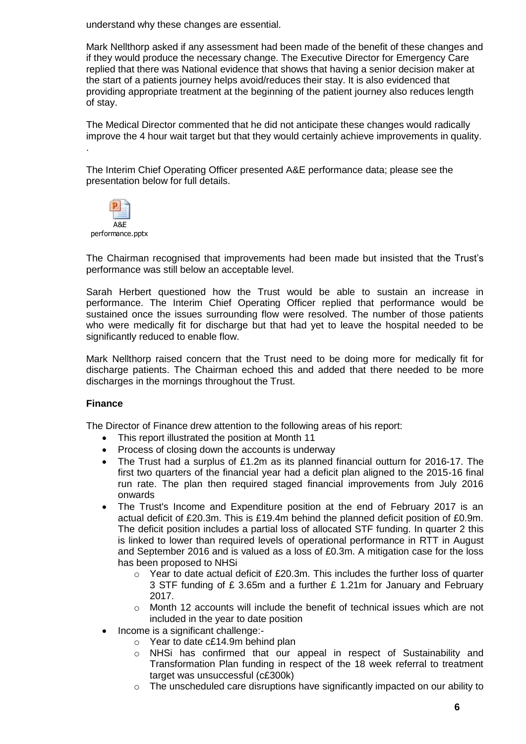understand why these changes are essential.

Mark Nellthorp asked if any assessment had been made of the benefit of these changes and if they would produce the necessary change. The Executive Director for Emergency Care replied that there was National evidence that shows that having a senior decision maker at the start of a patients journey helps avoid/reduces their stay. It is also evidenced that providing appropriate treatment at the beginning of the patient journey also reduces length of stay.

The Medical Director commented that he did not anticipate these changes would radically improve the 4 hour wait target but that they would certainly achieve improvements in quality.

.

The Interim Chief Operating Officer presented A&E performance data; please see the presentation below for full details.

A&E performance.pptx

The Chairman recognised that improvements had been made but insisted that the Trust's performance was still below an acceptable level.

Sarah Herbert questioned how the Trust would be able to sustain an increase in performance. The Interim Chief Operating Officer replied that performance would be sustained once the issues surrounding flow were resolved. The number of those patients who were medically fit for discharge but that had yet to leave the hospital needed to be significantly reduced to enable flow.

Mark Nellthorp raised concern that the Trust need to be doing more for medically fit for discharge patients. The Chairman echoed this and added that there needed to be more discharges in the mornings throughout the Trust.

**Finance**

The Director of Finance drew attention to the following areas of his report:

- This report illustrated the position at Month 11
- Process of closing down the accounts is underway
- The Trust had a surplus of £1.2m as its planned financial outturn for 2016-17. The first two quarters of the financial year had a deficit plan aligned to the 2015-16 final run rate. The plan then required staged financial improvements from July 2016 onwards
- The Trust's Income and Expenditure position at the end of February 2017 is an actual deficit of £20.3m. This is £19.4m behind the planned deficit position of £0.9m. The deficit position includes a partial loss of allocated STF funding. In quarter 2 this is linked to lower than required levels of operational performance in RTT in August and September 2016 and is valued as a loss of £0.3m. A mitigation case for the loss has been proposed to NHSi
  - Year to date actual deficit of £20.3m. This includes the further loss of quarter 3 STF funding of £ 3.65m and a further £ 1.21m for January and February 2017.
  - Month 12 accounts will include the benefit of technical issues which are not included in the year to date position
- Income is a significant challenge:-
  - Year to date c£14.9m behind plan
  - NHSi has confirmed that our appeal in respect of Sustainability and Transformation Plan funding in respect of the 18 week referral to treatment target was unsuccessful (c£300k)
  - The unscheduled care disruptions have significantly impacted on our ability to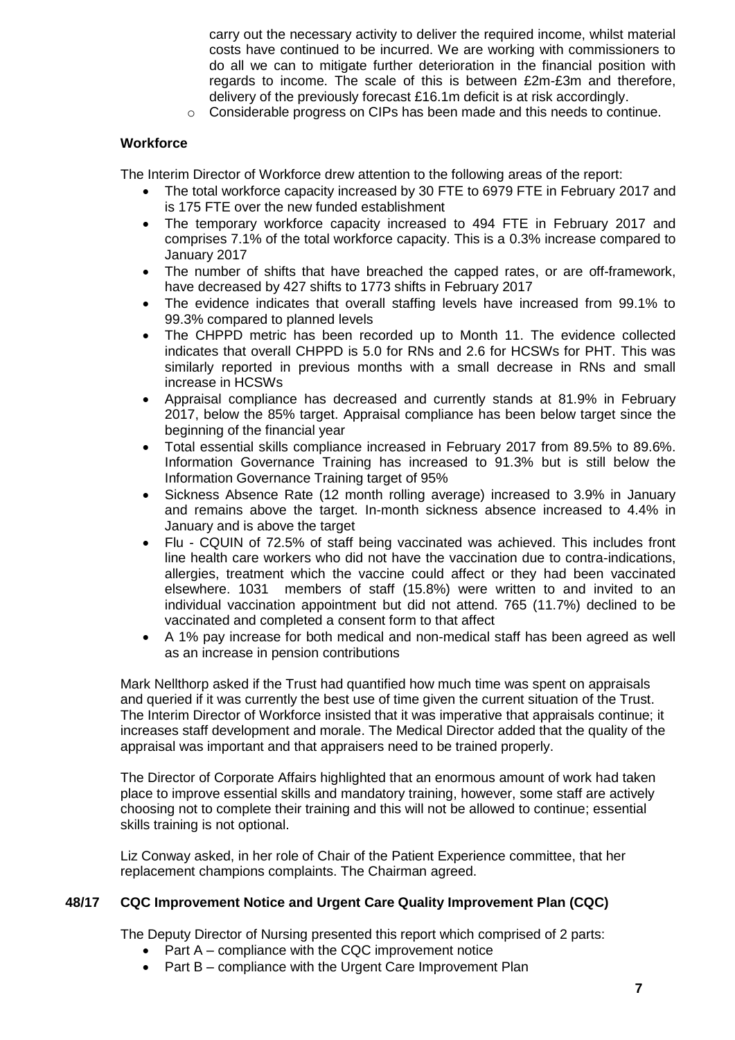carry out the necessary activity to deliver the required income, whilst material costs have continued to be incurred. We are working with commissioners to do all we can to mitigate further deterioration in the financial position with regards to income. The scale of this is between £2m-£3m and therefore, delivery of the previously forecast £16.1m deficit is at risk accordingly.
  - Considerable progress on CIPs has been made and this needs to continue.

**Workforce**

The Interim Director of Workforce drew attention to the following areas of the report:

- The total workforce capacity increased by 30 FTE to 6979 FTE in February 2017 and is 175 FTE over the new funded establishment
- The temporary workforce capacity increased to 494 FTE in February 2017 and comprises 7.1% of the total workforce capacity. This is a 0.3% increase compared to January 2017
- The number of shifts that have breached the capped rates, or are off-framework, have decreased by 427 shifts to 1773 shifts in February 2017
- The evidence indicates that overall staffing levels have increased from 99.1% to 99.3% compared to planned levels
- The CHPPD metric has been recorded up to Month 11. The evidence collected indicates that overall CHPPD is 5.0 for RNs and 2.6 for HCSWs for PHT. This was similarly reported in previous months with a small decrease in RNs and small increase in HCSWs
- Appraisal compliance has decreased and currently stands at 81.9% in February 2017, below the 85% target. Appraisal compliance has been below target since the beginning of the financial year
- Total essential skills compliance increased in February 2017 from 89.5% to 89.6%. Information Governance Training has increased to 91.3% but is still below the Information Governance Training target of 95%
- Sickness Absence Rate (12 month rolling average) increased to 3.9% in January and remains above the target. In-month sickness absence increased to 4.4% in January and is above the target
- Flu - CQUIN of 72.5% of staff being vaccinated was achieved. This includes front line health care workers who did not have the vaccination due to contra-indications, allergies, treatment which the vaccine could affect or they had been vaccinated elsewhere. 1031 members of staff (15.8%) were written to and invited to an individual vaccination appointment but did not attend. 765 (11.7%) declined to be vaccinated and completed a consent form to that affect
- A 1% pay increase for both medical and non-medical staff has been agreed as well as an increase in pension contributions

Mark Nellthorp asked if the Trust had quantified how much time was spent on appraisals and queried if it was currently the best use of time given the current situation of the Trust. The Interim Director of Workforce insisted that it was imperative that appraisals continue; it increases staff development and morale. The Medical Director added that the quality of the appraisal was important and that appraisers need to be trained properly.

The Director of Corporate Affairs highlighted that an enormous amount of work had taken place to improve essential skills and mandatory training, however, some staff are actively choosing not to complete their training and this will not be allowed to continue; essential skills training is not optional.

Liz Conway asked, in her role of Chair of the Patient Experience committee, that her replacement champions complaints. The Chairman agreed.

## 48/17 CQC Improvement Notice and Urgent Care Quality Improvement Plan (CQC)

The Deputy Director of Nursing presented this report which comprised of 2 parts:

- Part A – compliance with the CQC improvement notice
- Part B – compliance with the Urgent Care Improvement Plan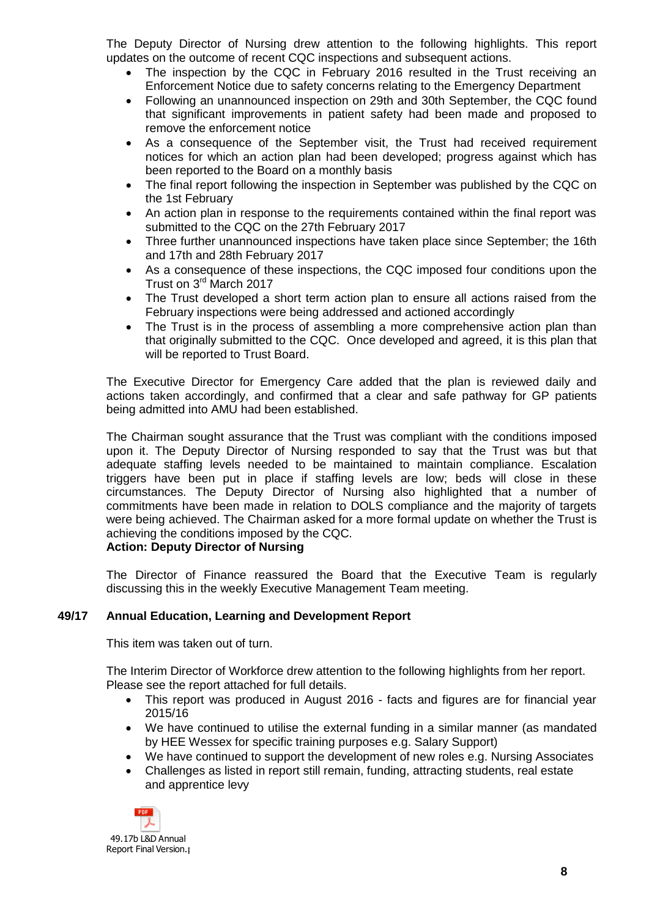The Deputy Director of Nursing drew attention to the following highlights. This report updates on the outcome of recent CQC inspections and subsequent actions.

- The inspection by the CQC in February 2016 resulted in the Trust receiving an Enforcement Notice due to safety concerns relating to the Emergency Department
- Following an unannounced inspection on 29th and 30th September, the CQC found that significant improvements in patient safety had been made and proposed to remove the enforcement notice
- As a consequence of the September visit, the Trust had received requirement notices for which an action plan had been developed; progress against which has been reported to the Board on a monthly basis
- The final report following the inspection in September was published by the CQC on the 1st February
- An action plan in response to the requirements contained within the final report was submitted to the CQC on the 27th February 2017
- Three further unannounced inspections have taken place since September; the 16th and 17th and 28th February 2017
- As a consequence of these inspections, the CQC imposed four conditions upon the Trust on 3rd March 2017
- The Trust developed a short term action plan to ensure all actions raised from the February inspections were being addressed and actioned accordingly
- The Trust is in the process of assembling a more comprehensive action plan than that originally submitted to the CQC. Once developed and agreed, it is this plan that will be reported to Trust Board.

The Executive Director for Emergency Care added that the plan is reviewed daily and actions taken accordingly, and confirmed that a clear and safe pathway for GP patients being admitted into AMU had been established.

The Chairman sought assurance that the Trust was compliant with the conditions imposed upon it. The Deputy Director of Nursing responded to say that the Trust was but that adequate staffing levels needed to be maintained to maintain compliance. Escalation triggers have been put in place if staffing levels are low; beds will close in these circumstances. The Deputy Director of Nursing also highlighted that a number of commitments have been made in relation to DOLS compliance and the majority of targets were being achieved. The Chairman asked for a more formal update on whether the Trust is achieving the conditions imposed by the CQC.

**Action: Deputy Director of Nursing**

The Director of Finance reassured the Board that the Executive Team is regularly discussing this in the weekly Executive Management Team meeting.

**49/17 Annual Education, Learning and Development Report**

This item was taken out of turn.

The Interim Director of Workforce drew attention to the following highlights from her report. Please see the report attached for full details.

- This report was produced in August 2016 - facts and figures are for financial year 2015/16
- We have continued to utilise the external funding in a similar manner (as mandated by HEE Wessex for specific training purposes e.g. Salary Support)
- We have continued to support the development of new roles e.g. Nursing Associates
- Challenges as listed in report still remain, funding, attracting students, real estate and apprentice levy

49.17b L&D Annual Report Final Version.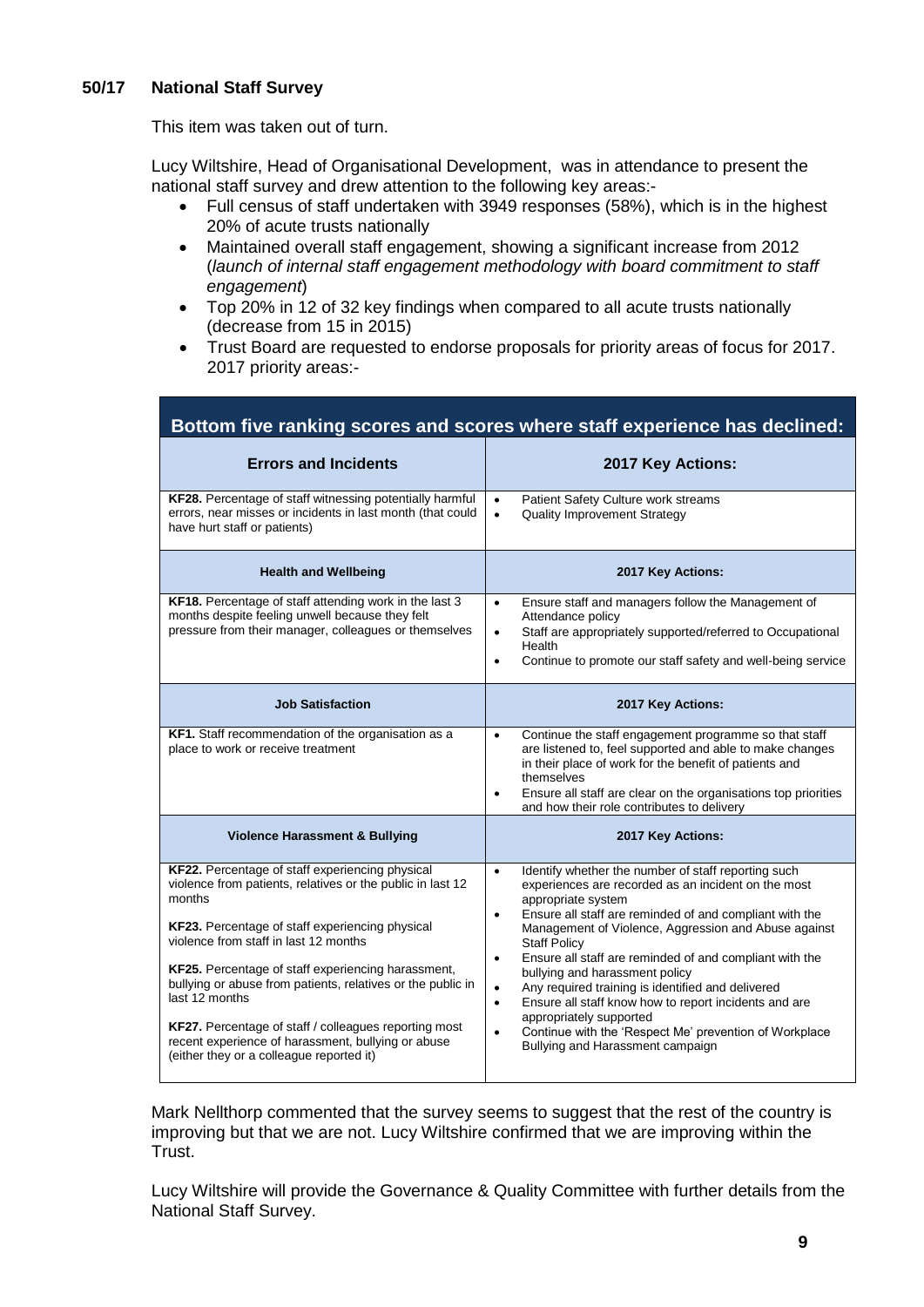**50/17 National Staff Survey**

This item was taken out of turn.

Lucy Wiltshire, Head of Organisational Development, was in attendance to present the national staff survey and drew attention to the following key areas:-

- Full census of staff undertaken with 3949 responses (58%), which is in the highest 20% of acute trusts nationally
- Maintained overall staff engagement, showing a significant increase from 2012 (*launch of internal staff engagement methodology with board commitment to staff engagement*)
- Top 20% in 12 of 32 key findings when compared to all acute trusts nationally (decrease from 15 in 2015)
- Trust Board are requested to endorse proposals for priority areas of focus for 2017. 2017 priority areas:-

| **Bottom five ranking scores and scores where staff experience has declined:** | |
|---|---|
| **Errors and Incidents** | **2017 Key Actions:** |
| **KF28.** Percentage of staff witnessing potentially harmful errors, near misses or incidents in last month (that could have hurt staff or patients) | • Patient Safety Culture work streams<br>• Quality Improvement Strategy |
| **Health and Wellbeing** | **2017 Key Actions:** |
| **KF18.** Percentage of staff attending work in the last 3 months despite feeling unwell because they felt pressure from their manager, colleagues or themselves | • Ensure staff and managers follow the Management of Attendance policy<br>• Staff are appropriately supported/referred to Occupational Health<br>• Continue to promote our staff safety and well-being service |
| **Job Satisfaction** | **2017 Key Actions:** |
| **KF1.** Staff recommendation of the organisation as a place to work or receive treatment | • Continue the staff engagement programme so that staff are listened to, feel supported and able to make changes in their place of work for the benefit of patients and themselves<br>• Ensure all staff are clear on the organisations top priorities and how their role contributes to delivery |
| **Violence Harassment & Bullying** | **2017 Key Actions:** |
| **KF22.** Percentage of staff experiencing physical violence from patients, relatives or the public in last 12 months<br><br>**KF23.** Percentage of staff experiencing physical violence from staff in last 12 months<br><br>**KF25.** Percentage of staff experiencing harassment, bullying or abuse from patients, relatives or the public in last 12 months<br><br>**KF27.** Percentage of staff / colleagues reporting most recent experience of harassment, bullying or abuse (either they or a colleague reported it) | • Identify whether the number of staff reporting such experiences are recorded as an incident on the most appropriate system<br>• Ensure all staff are reminded of and compliant with the Management of Violence, Aggression and Abuse against Staff Policy<br>• Ensure all staff are reminded of and compliant with the bullying and harassment policy<br>• Any required training is identified and delivered<br>• Ensure all staff know how to report incidents and are appropriately supported<br>• Continue with the 'Respect Me' prevention of Workplace Bullying and Harassment campaign |

Mark Nellthorp commented that the survey seems to suggest that the rest of the country is improving but that we are not. Lucy Wiltshire confirmed that we are improving within the Trust.

Lucy Wiltshire will provide the Governance & Quality Committee with further details from the National Staff Survey.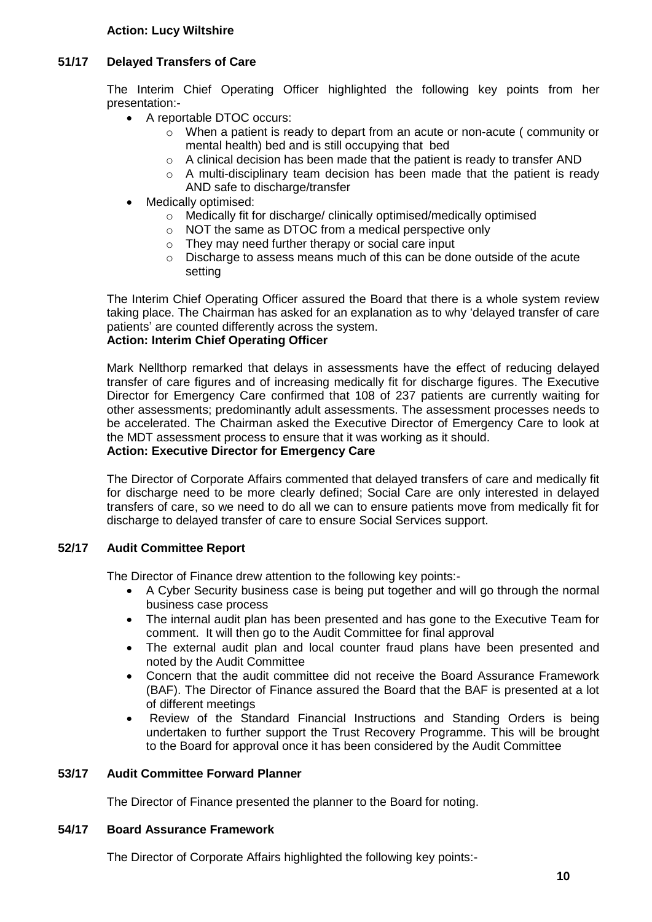**Action: Lucy Wiltshire**

## 51/17 Delayed Transfers of Care

The Interim Chief Operating Officer highlighted the following key points from her presentation:-

- A reportable DTOC occurs:
  - When a patient is ready to depart from an acute or non-acute ( community or mental health) bed and is still occupying that bed
  - A clinical decision has been made that the patient is ready to transfer AND
  - A multi-disciplinary team decision has been made that the patient is ready AND safe to discharge/transfer
- Medically optimised:
  - Medically fit for discharge/ clinically optimised/medically optimised
  - NOT the same as DTOC from a medical perspective only
  - They may need further therapy or social care input
  - Discharge to assess means much of this can be done outside of the acute setting

The Interim Chief Operating Officer assured the Board that there is a whole system review taking place. The Chairman has asked for an explanation as to why 'delayed transfer of care patients' are counted differently across the system.
**Action: Interim Chief Operating Officer**

Mark Nellthorp remarked that delays in assessments have the effect of reducing delayed transfer of care figures and of increasing medically fit for discharge figures. The Executive Director for Emergency Care confirmed that 108 of 237 patients are currently waiting for other assessments; predominantly adult assessments. The assessment processes needs to be accelerated. The Chairman asked the Executive Director of Emergency Care to look at the MDT assessment process to ensure that it was working as it should.
**Action: Executive Director for Emergency Care**

The Director of Corporate Affairs commented that delayed transfers of care and medically fit for discharge need to be more clearly defined; Social Care are only interested in delayed transfers of care, so we need to do all we can to ensure patients move from medically fit for discharge to delayed transfer of care to ensure Social Services support.

## 52/17 Audit Committee Report

The Director of Finance drew attention to the following key points:-

- A Cyber Security business case is being put together and will go through the normal business case process
- The internal audit plan has been presented and has gone to the Executive Team for comment. It will then go to the Audit Committee for final approval
- The external audit plan and local counter fraud plans have been presented and noted by the Audit Committee
- Concern that the audit committee did not receive the Board Assurance Framework (BAF). The Director of Finance assured the Board that the BAF is presented at a lot of different meetings
- Review of the Standard Financial Instructions and Standing Orders is being undertaken to further support the Trust Recovery Programme. This will be brought to the Board for approval once it has been considered by the Audit Committee

## 53/17 Audit Committee Forward Planner

The Director of Finance presented the planner to the Board for noting.

## 54/17 Board Assurance Framework

The Director of Corporate Affairs highlighted the following key points:-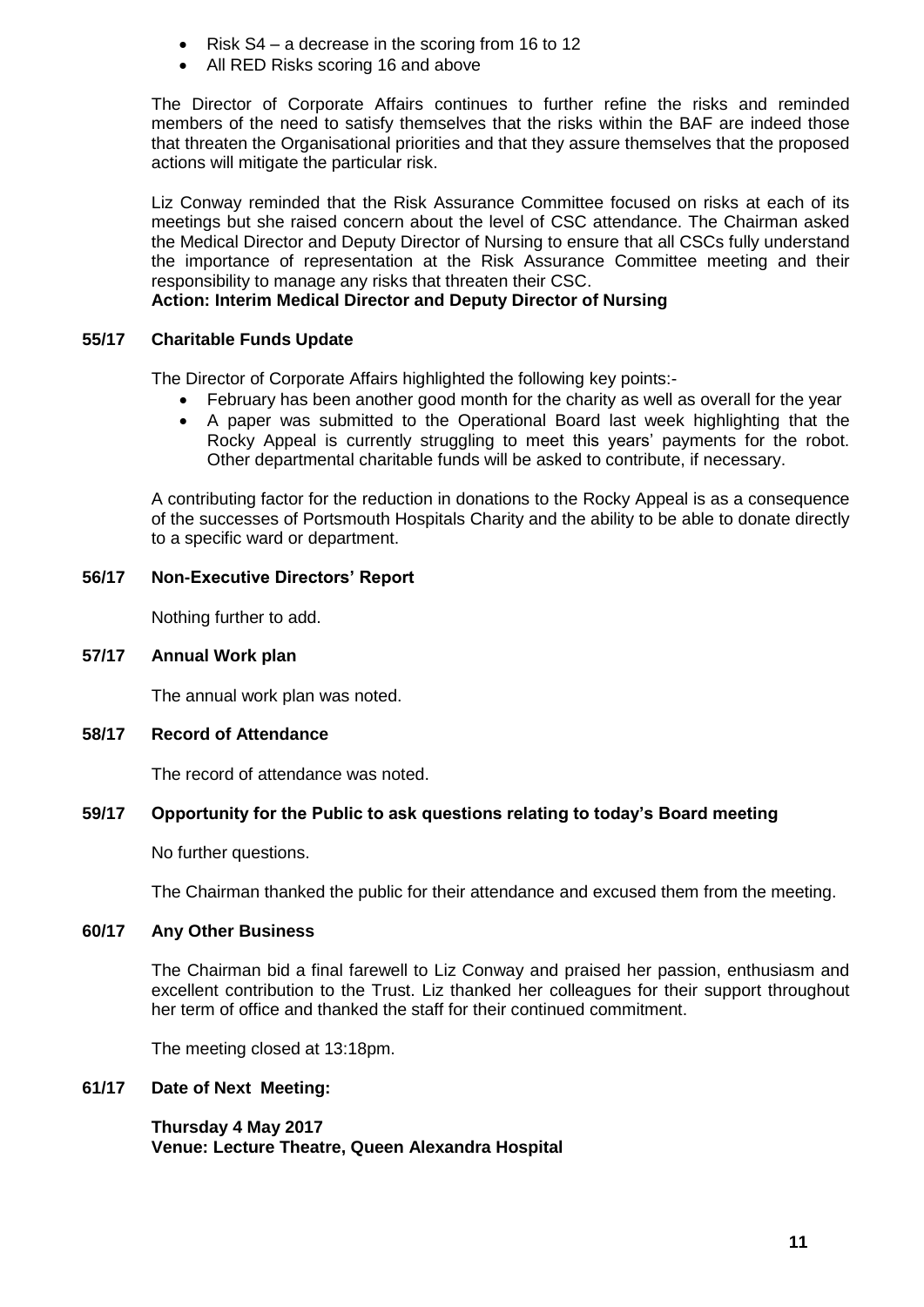- Risk S4 – a decrease in the scoring from 16 to 12
- All RED Risks scoring 16 and above

The Director of Corporate Affairs continues to further refine the risks and reminded members of the need to satisfy themselves that the risks within the BAF are indeed those that threaten the Organisational priorities and that they assure themselves that the proposed actions will mitigate the particular risk.

Liz Conway reminded that the Risk Assurance Committee focused on risks at each of its meetings but she raised concern about the level of CSC attendance. The Chairman asked the Medical Director and Deputy Director of Nursing to ensure that all CSCs fully understand the importance of representation at the Risk Assurance Committee meeting and their responsibility to manage any risks that threaten their CSC.

**Action: Interim Medical Director and Deputy Director of Nursing**

**55/17 Charitable Funds Update**

The Director of Corporate Affairs highlighted the following key points:-

- February has been another good month for the charity as well as overall for the year
- A paper was submitted to the Operational Board last week highlighting that the Rocky Appeal is currently struggling to meet this years' payments for the robot. Other departmental charitable funds will be asked to contribute, if necessary.

A contributing factor for the reduction in donations to the Rocky Appeal is as a consequence of the successes of Portsmouth Hospitals Charity and the ability to be able to donate directly to a specific ward or department.

**56/17 Non-Executive Directors' Report**

Nothing further to add.

**57/17 Annual Work plan**

The annual work plan was noted.

**58/17 Record of Attendance**

The record of attendance was noted.

**59/17 Opportunity for the Public to ask questions relating to today's Board meeting**

No further questions.

The Chairman thanked the public for their attendance and excused them from the meeting.

**60/17 Any Other Business**

The Chairman bid a final farewell to Liz Conway and praised her passion, enthusiasm and excellent contribution to the Trust. Liz thanked her colleagues for their support throughout her term of office and thanked the staff for their continued commitment.

The meeting closed at 13:18pm.

**61/17 Date of Next Meeting:**

**Thursday 4 May 2017**
**Venue: Lecture Theatre, Queen Alexandra Hospital**